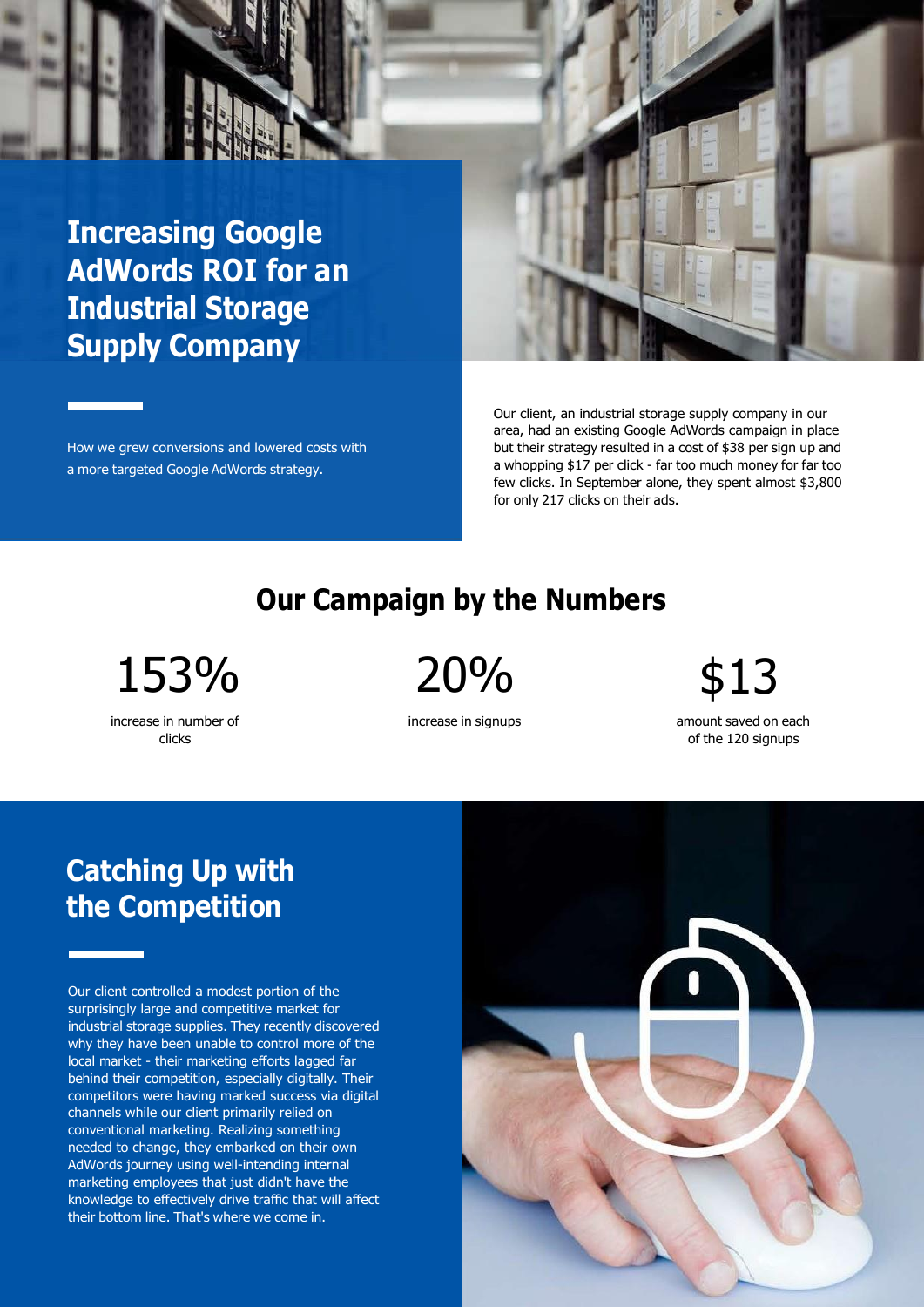# Increasing Google AdWords ROI for an Industrial Storage Supply Company

How we grew conversions and lowered costs with a more targeted Google AdWords strategy.

Our client, an industrial storage supply company in our area, had an existing Google AdWords campaign in place but their strategy resulted in a cost of $38 per sign up and a whopping $17 per click - far too much money for far too few clicks. In September alone, they spent almost $3,800 for only 217 clicks on their ads.

## Our Campaign by the Numbers

**153%**
increase in number of clicks

**20%**
increase in signups

**$13**
amount saved on each of the 120 signups

## Catching Up with the Competition

Our client controlled a modest portion of the surprisingly large and competitive market for industrial storage supplies. They recently discovered why they have been unable to control more of the local market - their marketing efforts lagged far behind their competition, especially digitally. Their competitors were having marked success via digital channels while our client primarily relied on conventional marketing. Realizing something needed to change, they embarked on their own AdWords journey using well-intending internal marketing employees that just didn't have the knowledge to effectively drive traffic that will affect their bottom line. That's where we come in.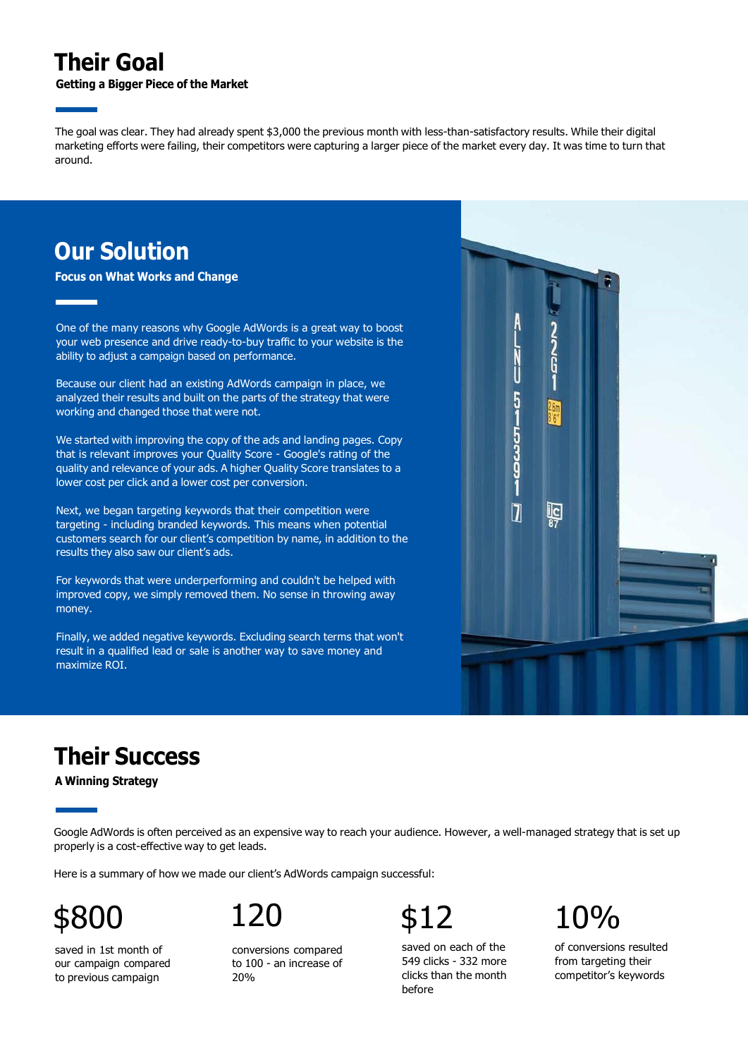## Their Goal

**Getting a Bigger Piece of the Market**

The goal was clear. They had already spent $3,000 the previous month with less-than-satisfactory results. While their digital marketing efforts were failing, their competitors were capturing a larger piece of the market every day. It was time to turn that around.

## Our Solution

**Focus on What Works and Change**

One of the many reasons why Google AdWords is a great way to boost your web presence and drive ready-to-buy traffic to your website is the ability to adjust a campaign based on performance.

Because our client had an existing AdWords campaign in place, we analyzed their results and built on the parts of the strategy that were working and changed those that were not.

We started with improving the copy of the ads and landing pages. Copy that is relevant improves your Quality Score - Google's rating of the quality and relevance of your ads. A higher Quality Score translates to a lower cost per click and a lower cost per conversion.

Next, we began targeting keywords that their competition were targeting - including branded keywords. This means when potential customers search for our client's competition by name, in addition to the results they also saw our client's ads.

For keywords that were underperforming and couldn't be helped with improved copy, we simply removed them. No sense in throwing away money.

Finally, we added negative keywords. Excluding search terms that won't result in a qualified lead or sale is another way to save money and maximize ROI.

## Their Success

**A Winning Strategy**

Google AdWords is often perceived as an expensive way to reach your audience. However, a well-managed strategy that is set up properly is a cost-effective way to get leads.

Here is a summary of how we made our client's AdWords campaign successful:

**$800**
saved in 1st month of our campaign compared to previous campaign

**120**
conversions compared to 100 - an increase of 20%

**$12**
saved on each of the 549 clicks - 332 more clicks than the month before

**10%**
of conversions resulted from targeting their competitor's keywords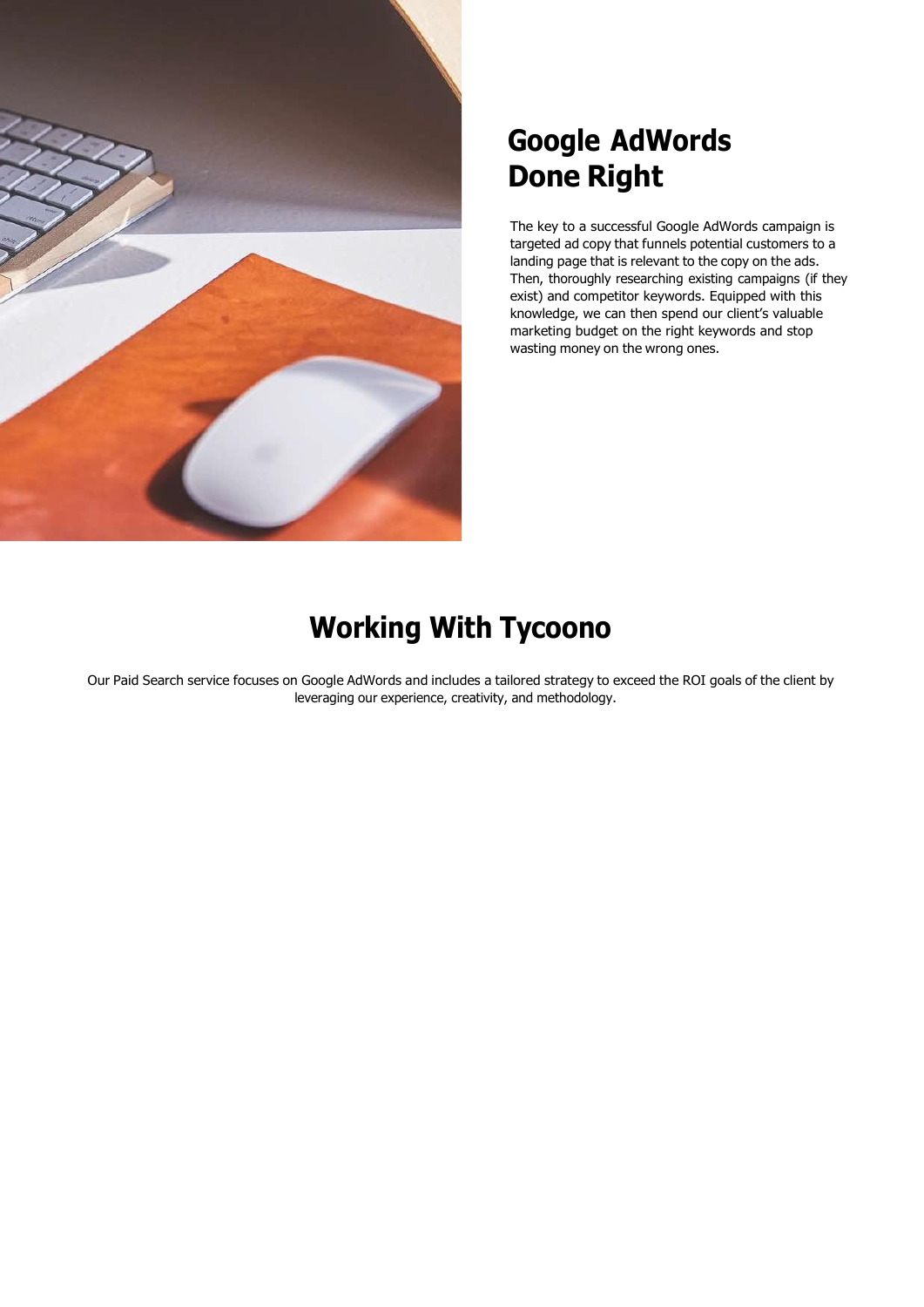## Google AdWords Done Right

The key to a successful Google AdWords campaign is targeted ad copy that funnels potential customers to a landing page that is relevant to the copy on the ads. Then, thoroughly researching existing campaigns (if they exist) and competitor keywords. Equipped with this knowledge, we can then spend our client's valuable marketing budget on the right keywords and stop wasting money on the wrong ones.

## Working With Tycoono

Our Paid Search service focuses on Google AdWords and includes a tailored strategy to exceed the ROI goals of the client by leveraging our experience, creativity, and methodology.